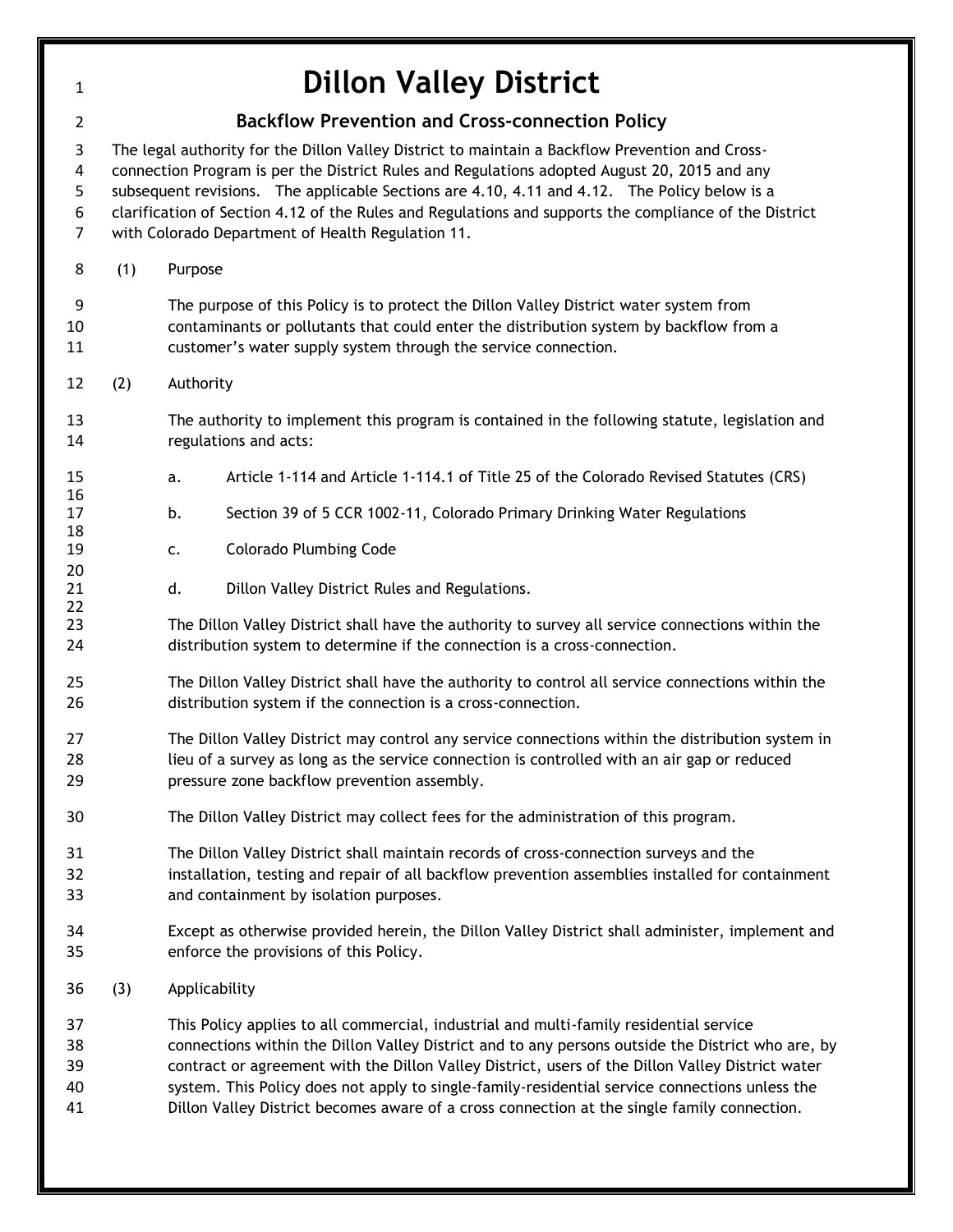# Dillon Valley District

## Backflow Prevention and Cross-connection Policy

The legal authority for the Dillon Valley District to maintain a Backflow Prevention and Cross-connection Program is per the District Rules and Regulations adopted August 20, 2015 and any subsequent revisions. The applicable Sections are 4.10, 4.11 and 4.12. The Policy below is a clarification of Section 4.12 of the Rules and Regulations and supports the compliance of the District with Colorado Department of Health Regulation 11.

(1) Purpose

The purpose of this Policy is to protect the Dillon Valley District water system from contaminants or pollutants that could enter the distribution system by backflow from a customer's water supply system through the service connection.

(2) Authority

The authority to implement this program is contained in the following statute, legislation and regulations and acts:

a. Article 1-114 and Article 1-114.1 of Title 25 of the Colorado Revised Statutes (CRS)

b. Section 39 of 5 CCR 1002-11, Colorado Primary Drinking Water Regulations

c. Colorado Plumbing Code

d. Dillon Valley District Rules and Regulations.

The Dillon Valley District shall have the authority to survey all service connections within the distribution system to determine if the connection is a cross-connection.

The Dillon Valley District shall have the authority to control all service connections within the distribution system if the connection is a cross-connection.

The Dillon Valley District may control any service connections within the distribution system in lieu of a survey as long as the service connection is controlled with an air gap or reduced pressure zone backflow prevention assembly.

The Dillon Valley District may collect fees for the administration of this program.

The Dillon Valley District shall maintain records of cross-connection surveys and the installation, testing and repair of all backflow prevention assemblies installed for containment and containment by isolation purposes.

Except as otherwise provided herein, the Dillon Valley District shall administer, implement and enforce the provisions of this Policy.

(3) Applicability

This Policy applies to all commercial, industrial and multi-family residential service connections within the Dillon Valley District and to any persons outside the District who are, by contract or agreement with the Dillon Valley District, users of the Dillon Valley District water system. This Policy does not apply to single-family-residential service connections unless the Dillon Valley District becomes aware of a cross connection at the single family connection.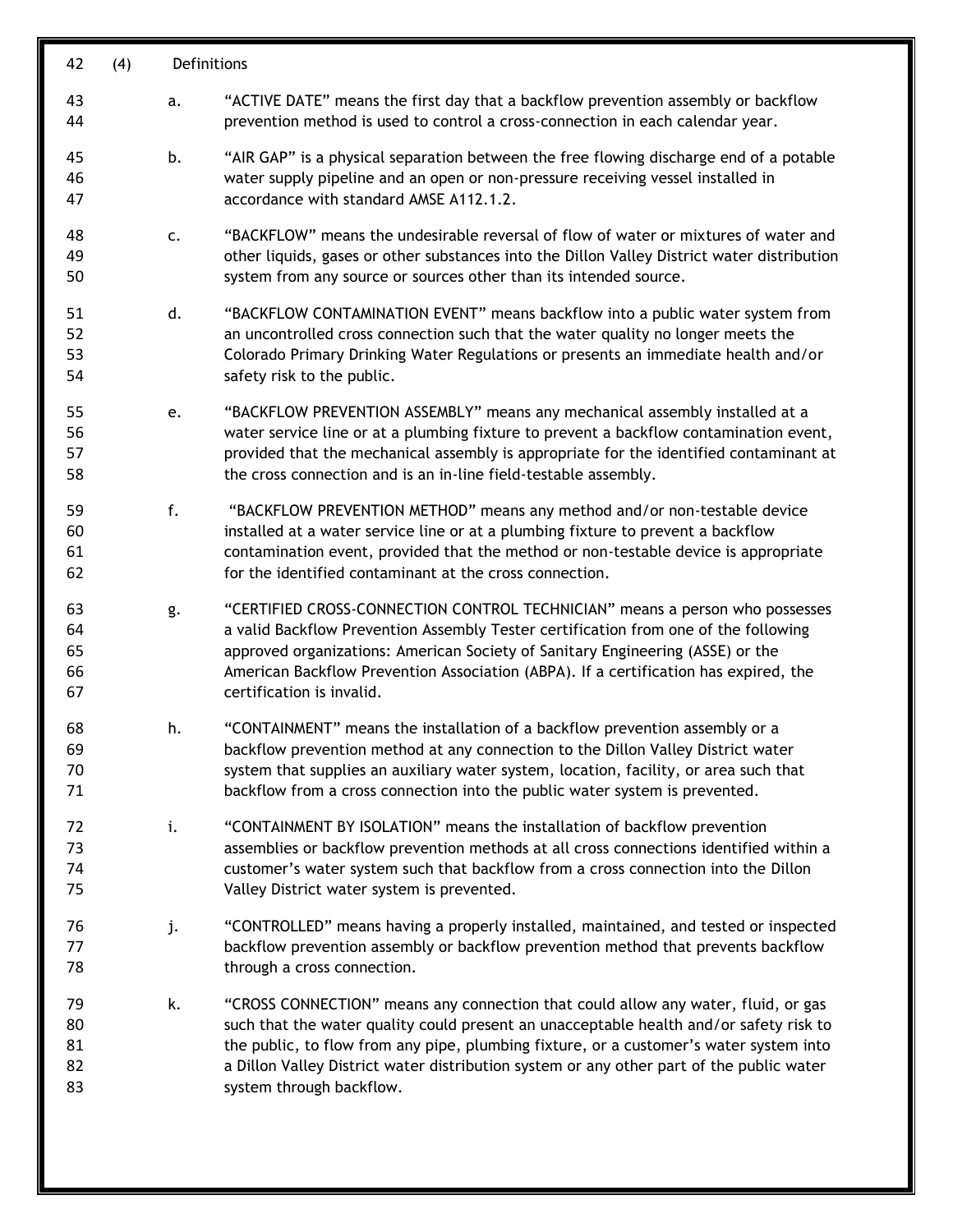(4) Definitions

a. "ACTIVE DATE" means the first day that a backflow prevention assembly or backflow prevention method is used to control a cross-connection in each calendar year.

b. "AIR GAP" is a physical separation between the free flowing discharge end of a potable water supply pipeline and an open or non-pressure receiving vessel installed in accordance with standard AMSE A112.1.2.

c. "BACKFLOW" means the undesirable reversal of flow of water or mixtures of water and other liquids, gases or other substances into the Dillon Valley District water distribution system from any source or sources other than its intended source.

d. "BACKFLOW CONTAMINATION EVENT" means backflow into a public water system from an uncontrolled cross connection such that the water quality no longer meets the Colorado Primary Drinking Water Regulations or presents an immediate health and/or safety risk to the public.

e. "BACKFLOW PREVENTION ASSEMBLY" means any mechanical assembly installed at a water service line or at a plumbing fixture to prevent a backflow contamination event, provided that the mechanical assembly is appropriate for the identified contaminant at the cross connection and is an in-line field-testable assembly.

f. "BACKFLOW PREVENTION METHOD" means any method and/or non-testable device installed at a water service line or at a plumbing fixture to prevent a backflow contamination event, provided that the method or non-testable device is appropriate for the identified contaminant at the cross connection.

g. "CERTIFIED CROSS-CONNECTION CONTROL TECHNICIAN" means a person who possesses a valid Backflow Prevention Assembly Tester certification from one of the following approved organizations: American Society of Sanitary Engineering (ASSE) or the American Backflow Prevention Association (ABPA). If a certification has expired, the certification is invalid.

h. "CONTAINMENT" means the installation of a backflow prevention assembly or a backflow prevention method at any connection to the Dillon Valley District water system that supplies an auxiliary water system, location, facility, or area such that backflow from a cross connection into the public water system is prevented.

i. "CONTAINMENT BY ISOLATION" means the installation of backflow prevention assemblies or backflow prevention methods at all cross connections identified within a customer's water system such that backflow from a cross connection into the Dillon Valley District water system is prevented.

j. "CONTROLLED" means having a properly installed, maintained, and tested or inspected backflow prevention assembly or backflow prevention method that prevents backflow through a cross connection.

k. "CROSS CONNECTION" means any connection that could allow any water, fluid, or gas such that the water quality could present an unacceptable health and/or safety risk to the public, to flow from any pipe, plumbing fixture, or a customer's water system into a Dillon Valley District water distribution system or any other part of the public water system through backflow.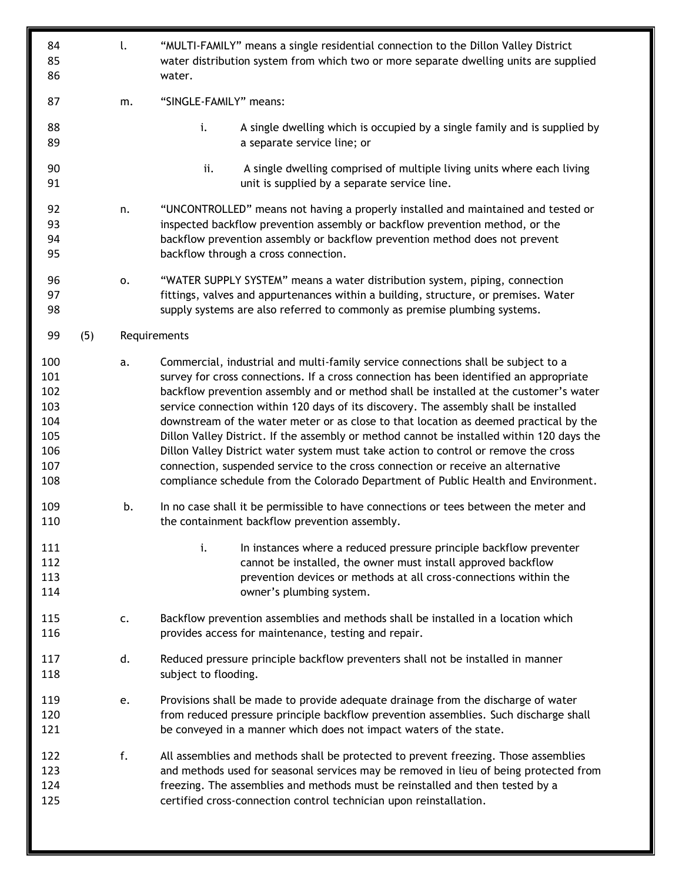l. "MULTI-FAMILY" means a single residential connection to the Dillon Valley District water distribution system from which two or more separate dwelling units are supplied water.

m. "SINGLE-FAMILY" means:

- i. A single dwelling which is occupied by a single family and is supplied by a separate service line; or
- ii. A single dwelling comprised of multiple living units where each living unit is supplied by a separate service line.

n. "UNCONTROLLED" means not having a properly installed and maintained and tested or inspected backflow prevention assembly or backflow prevention method, or the backflow prevention assembly or backflow prevention method does not prevent backflow through a cross connection.

o. "WATER SUPPLY SYSTEM" means a water distribution system, piping, connection fittings, valves and appurtenances within a building, structure, or premises. Water supply systems are also referred to commonly as premise plumbing systems.

(5) Requirements

a. Commercial, industrial and multi-family service connections shall be subject to a survey for cross connections. If a cross connection has been identified an appropriate backflow prevention assembly and or method shall be installed at the customer's water service connection within 120 days of its discovery. The assembly shall be installed downstream of the water meter or as close to that location as deemed practical by the Dillon Valley District. If the assembly or method cannot be installed within 120 days the Dillon Valley District water system must take action to control or remove the cross connection, suspended service to the cross connection or receive an alternative compliance schedule from the Colorado Department of Public Health and Environment.

b. In no case shall it be permissible to have connections or tees between the meter and the containment backflow prevention assembly.

- i. In instances where a reduced pressure principle backflow preventer cannot be installed, the owner must install approved backflow prevention devices or methods at all cross-connections within the owner's plumbing system.

c. Backflow prevention assemblies and methods shall be installed in a location which provides access for maintenance, testing and repair.

d. Reduced pressure principle backflow preventers shall not be installed in manner subject to flooding.

e. Provisions shall be made to provide adequate drainage from the discharge of water from reduced pressure principle backflow prevention assemblies. Such discharge shall be conveyed in a manner which does not impact waters of the state.

f. All assemblies and methods shall be protected to prevent freezing. Those assemblies and methods used for seasonal services may be removed in lieu of being protected from freezing. The assemblies and methods must be reinstalled and then tested by a certified cross-connection control technician upon reinstallation.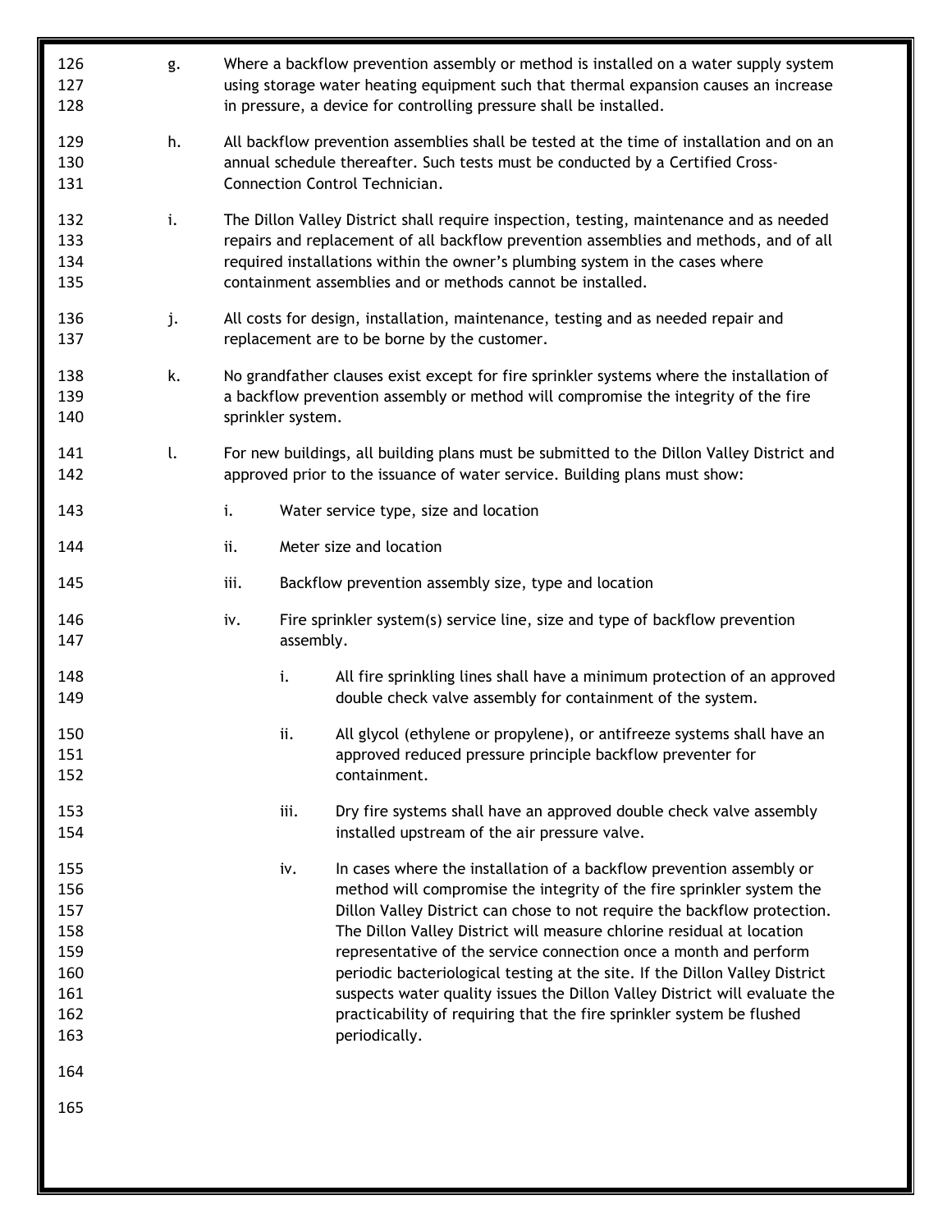g. Where a backflow prevention assembly or method is installed on a water supply system using storage water heating equipment such that thermal expansion causes an increase in pressure, a device for controlling pressure shall be installed.

h. All backflow prevention assemblies shall be tested at the time of installation and on an annual schedule thereafter. Such tests must be conducted by a Certified Cross-Connection Control Technician.

i. The Dillon Valley District shall require inspection, testing, maintenance and as needed repairs and replacement of all backflow prevention assemblies and methods, and of all required installations within the owner's plumbing system in the cases where containment assemblies and or methods cannot be installed.

j. All costs for design, installation, maintenance, testing and as needed repair and replacement are to be borne by the customer.

k. No grandfather clauses exist except for fire sprinkler systems where the installation of a backflow prevention assembly or method will compromise the integrity of the fire sprinkler system.

l. For new buildings, all building plans must be submitted to the Dillon Valley District and approved prior to the issuance of water service. Building plans must show:

    i. Water service type, size and location

    ii. Meter size and location

    iii. Backflow prevention assembly size, type and location

    iv. Fire sprinkler system(s) service line, size and type of backflow prevention assembly.

        i. All fire sprinkling lines shall have a minimum protection of an approved double check valve assembly for containment of the system.

        ii. All glycol (ethylene or propylene), or antifreeze systems shall have an approved reduced pressure principle backflow preventer for containment.

        iii. Dry fire systems shall have an approved double check valve assembly installed upstream of the air pressure valve.

        iv. In cases where the installation of a backflow prevention assembly or method will compromise the integrity of the fire sprinkler system the Dillon Valley District can chose to not require the backflow protection. The Dillon Valley District will measure chlorine residual at location representative of the service connection once a month and perform periodic bacteriological testing at the site. If the Dillon Valley District suspects water quality issues the Dillon Valley District will evaluate the practicability of requiring that the fire sprinkler system be flushed periodically.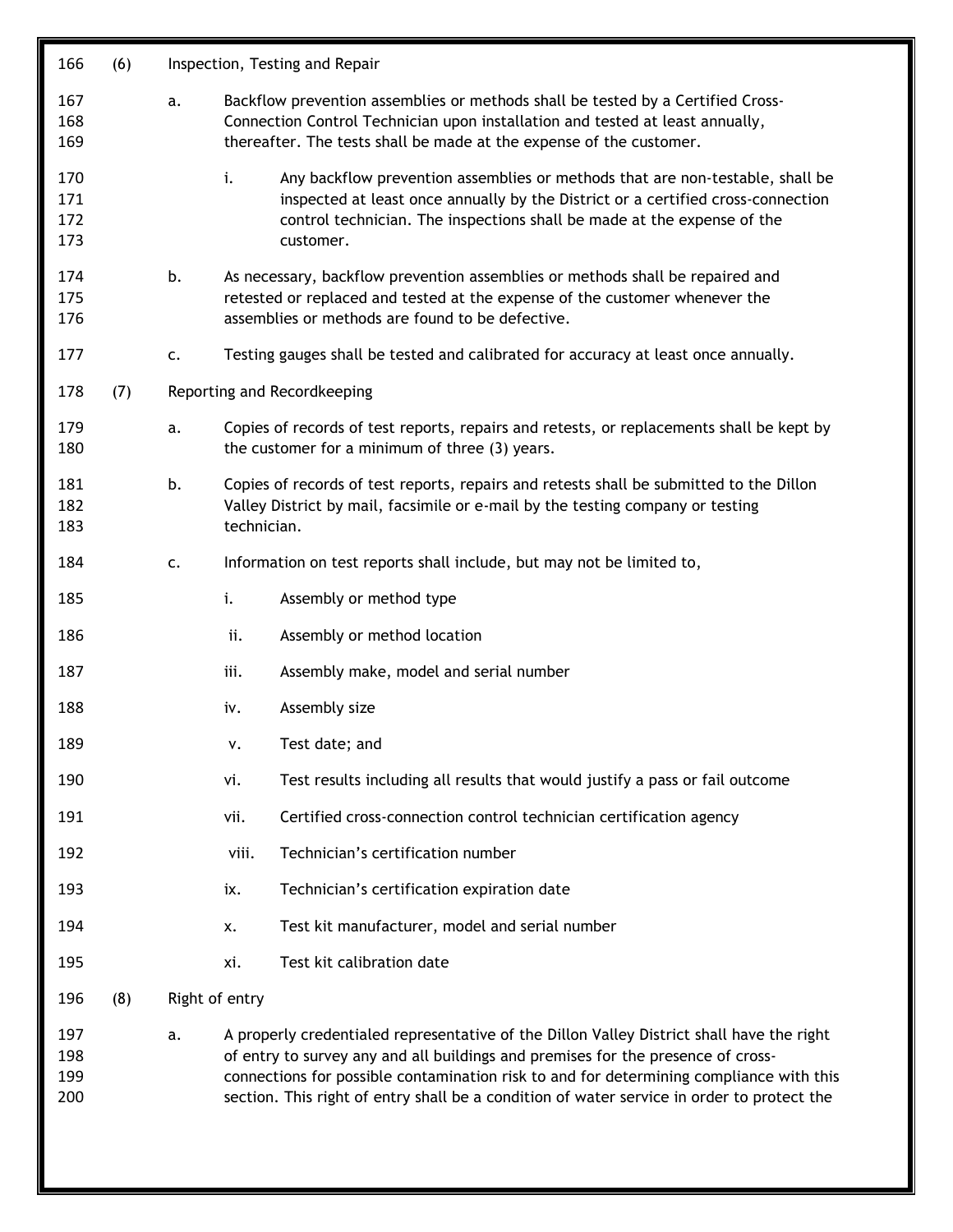(6) Inspection, Testing and Repair

a. Backflow prevention assemblies or methods shall be tested by a Certified Cross-Connection Control Technician upon installation and tested at least annually, thereafter. The tests shall be made at the expense of the customer.

i. Any backflow prevention assemblies or methods that are non-testable, shall be inspected at least once annually by the District or a certified cross-connection control technician. The inspections shall be made at the expense of the customer.

b. As necessary, backflow prevention assemblies or methods shall be repaired and retested or replaced and tested at the expense of the customer whenever the assemblies or methods are found to be defective.

c. Testing gauges shall be tested and calibrated for accuracy at least once annually.

(7) Reporting and Recordkeeping

a. Copies of records of test reports, repairs and retests, or replacements shall be kept by the customer for a minimum of three (3) years.

b. Copies of records of test reports, repairs and retests shall be submitted to the Dillon Valley District by mail, facsimile or e-mail by the testing company or testing technician.

c. Information on test reports shall include, but may not be limited to,

i. Assembly or method type

ii. Assembly or method location

iii. Assembly make, model and serial number

iv. Assembly size

v. Test date; and

vi. Test results including all results that would justify a pass or fail outcome

vii. Certified cross-connection control technician certification agency

viii. Technician's certification number

ix. Technician's certification expiration date

x. Test kit manufacturer, model and serial number

xi. Test kit calibration date

(8) Right of entry

a. A properly credentialed representative of the Dillon Valley District shall have the right of entry to survey any and all buildings and premises for the presence of cross-connections for possible contamination risk to and for determining compliance with this section. This right of entry shall be a condition of water service in order to protect the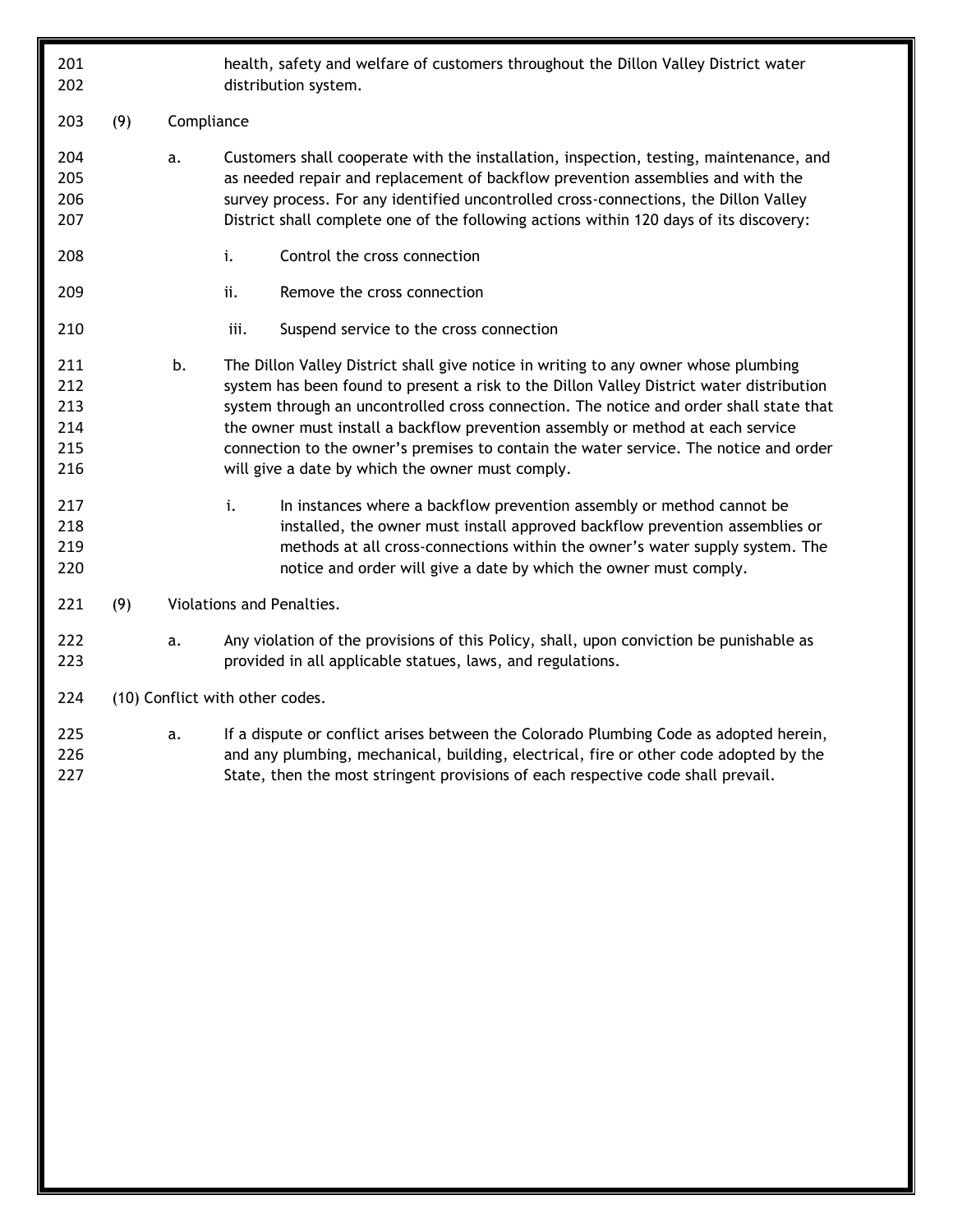health, safety and welfare of customers throughout the Dillon Valley District water distribution system.

(9) Compliance

a. Customers shall cooperate with the installation, inspection, testing, maintenance, and as needed repair and replacement of backflow prevention assemblies and with the survey process. For any identified uncontrolled cross-connections, the Dillon Valley District shall complete one of the following actions within 120 days of its discovery:

i. Control the cross connection

ii. Remove the cross connection

iii. Suspend service to the cross connection

b. The Dillon Valley District shall give notice in writing to any owner whose plumbing system has been found to present a risk to the Dillon Valley District water distribution system through an uncontrolled cross connection. The notice and order shall state that the owner must install a backflow prevention assembly or method at each service connection to the owner's premises to contain the water service. The notice and order will give a date by which the owner must comply.

i. In instances where a backflow prevention assembly or method cannot be installed, the owner must install approved backflow prevention assemblies or methods at all cross-connections within the owner's water supply system. The notice and order will give a date by which the owner must comply.

(9) Violations and Penalties.

a. Any violation of the provisions of this Policy, shall, upon conviction be punishable as provided in all applicable statues, laws, and regulations.

(10) Conflict with other codes.

a. If a dispute or conflict arises between the Colorado Plumbing Code as adopted herein, and any plumbing, mechanical, building, electrical, fire or other code adopted by the State, then the most stringent provisions of each respective code shall prevail.